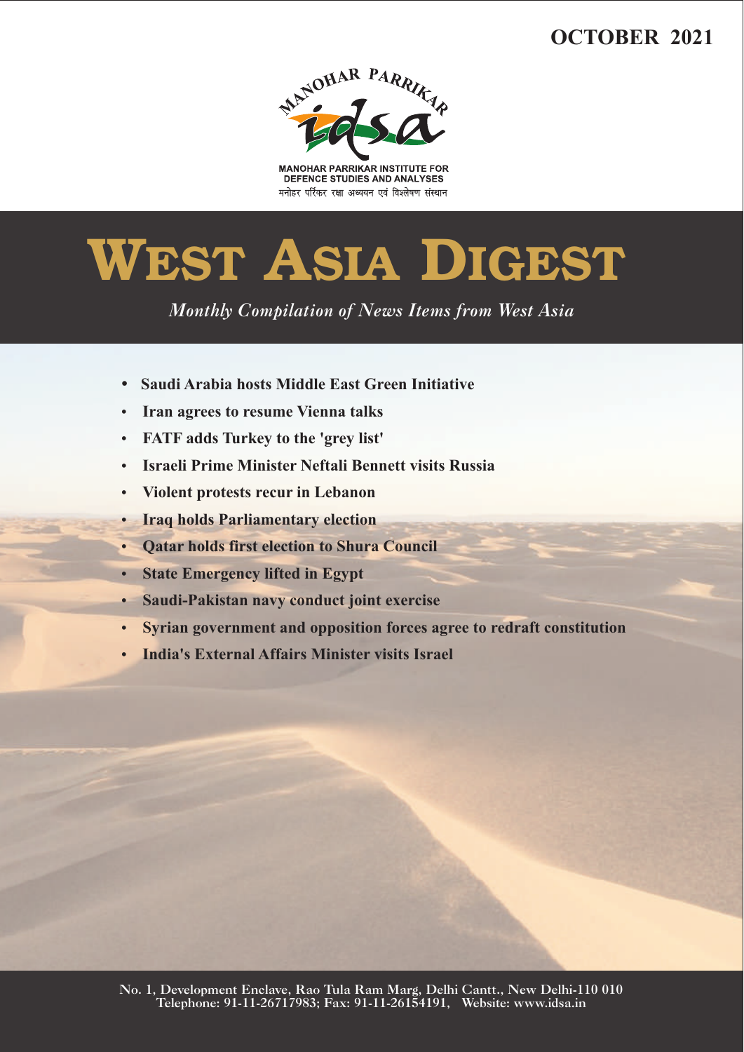OCTOBER 2021

MANOHAR PARRIKAR INSTITUTE FOR DEFENCE STUDIES AND ANALYSES
मनोहर पर्रिकर रक्षा अध्ययन एवं विश्लेषण संस्थान

# WEST ASIA DIGEST

*Monthly Compilation of News Items from West Asia*

- **Saudi Arabia hosts Middle East Green Initiative**
- **Iran agrees to resume Vienna talks**
- **FATF adds Turkey to the 'grey list'**
- **Israeli Prime Minister Neftali Bennett visits Russia**
- **Violent protests recur in Lebanon**
- **Iraq holds Parliamentary election**
- **Qatar holds first election to Shura Council**
- **State Emergency lifted in Egypt**
- **Saudi-Pakistan navy conduct joint exercise**
- **Syrian government and opposition forces agree to redraft constitution**
- **India's External Affairs Minister visits Israel**

No. 1, Development Enclave, Rao Tula Ram Marg, Delhi Cantt., New Delhi-110 010
Telephone: 91-11-26717983; Fax: 91-11-26154191, Website: www.idsa.in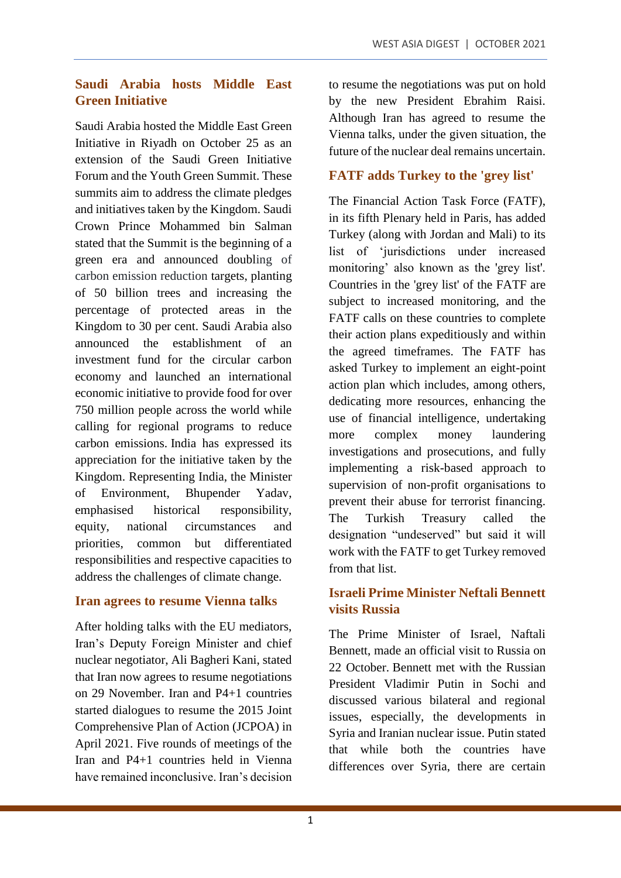## Saudi Arabia hosts Middle East Green Initiative

Saudi Arabia hosted the Middle East Green Initiative in Riyadh on October 25 as an extension of the Saudi Green Initiative Forum and the Youth Green Summit. These summits aim to address the climate pledges and initiatives taken by the Kingdom. Saudi Crown Prince Mohammed bin Salman stated that the Summit is the beginning of a green era and announced doubling of carbon emission reduction targets, planting of 50 billion trees and increasing the percentage of protected areas in the Kingdom to 30 per cent. Saudi Arabia also announced the establishment of an investment fund for the circular carbon economy and launched an international economic initiative to provide food for over 750 million people across the world while calling for regional programs to reduce carbon emissions. India has expressed its appreciation for the initiative taken by the Kingdom. Representing India, the Minister of Environment, Bhupender Yadav, emphasised historical responsibility, equity, national circumstances and priorities, common but differentiated responsibilities and respective capacities to address the challenges of climate change.

## Iran agrees to resume Vienna talks

After holding talks with the EU mediators, Iran's Deputy Foreign Minister and chief nuclear negotiator, Ali Bagheri Kani, stated that Iran now agrees to resume negotiations on 29 November. Iran and P4+1 countries started dialogues to resume the 2015 Joint Comprehensive Plan of Action (JCPOA) in April 2021. Five rounds of meetings of the Iran and P4+1 countries held in Vienna have remained inconclusive. Iran's decision to resume the negotiations was put on hold by the new President Ebrahim Raisi. Although Iran has agreed to resume the Vienna talks, under the given situation, the future of the nuclear deal remains uncertain.

## FATF adds Turkey to the 'grey list'

The Financial Action Task Force (FATF), in its fifth Plenary held in Paris, has added Turkey (along with Jordan and Mali) to its list of 'jurisdictions under increased monitoring' also known as the 'grey list'. Countries in the 'grey list' of the FATF are subject to increased monitoring, and the FATF calls on these countries to complete their action plans expeditiously and within the agreed timeframes. The FATF has asked Turkey to implement an eight-point action plan which includes, among others, dedicating more resources, enhancing the use of financial intelligence, undertaking more complex money laundering investigations and prosecutions, and fully implementing a risk-based approach to supervision of non-profit organisations to prevent their abuse for terrorist financing. The Turkish Treasury called the designation "undeserved" but said it will work with the FATF to get Turkey removed from that list.

## Israeli Prime Minister Neftali Bennett visits Russia

The Prime Minister of Israel, Naftali Bennett, made an official visit to Russia on 22 October. Bennett met with the Russian President Vladimir Putin in Sochi and discussed various bilateral and regional issues, especially, the developments in Syria and Iranian nuclear issue. Putin stated that while both the countries have differences over Syria, there are certain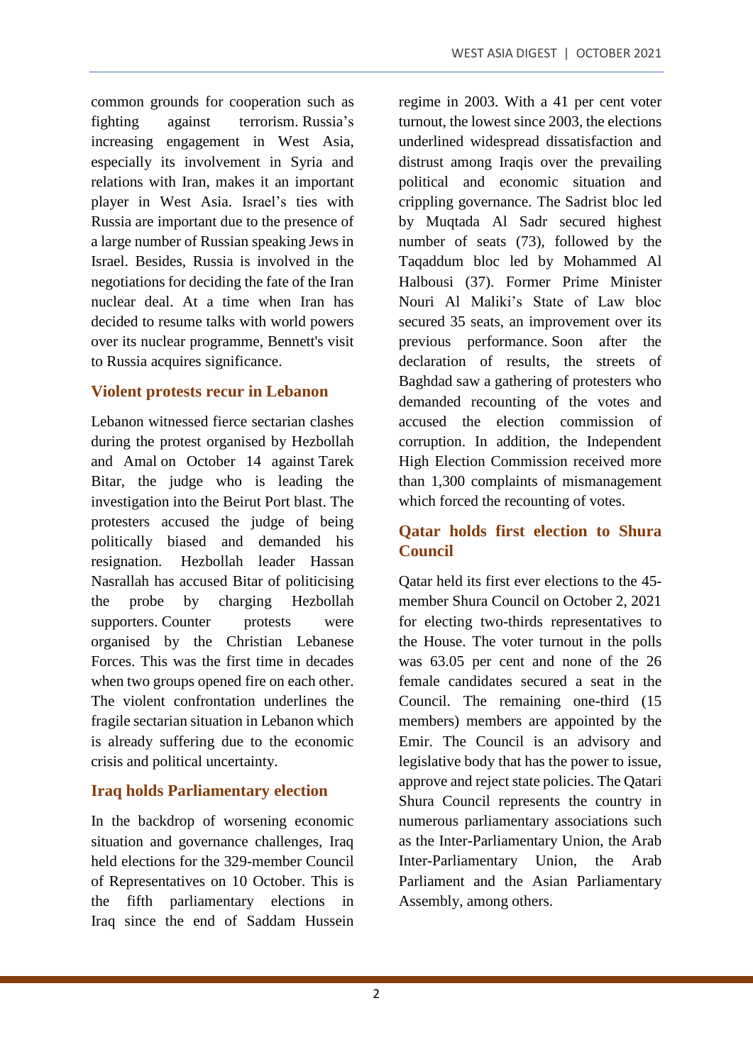common grounds for cooperation such as fighting against terrorism. Russia's increasing engagement in West Asia, especially its involvement in Syria and relations with Iran, makes it an important player in West Asia. Israel's ties with Russia are important due to the presence of a large number of Russian speaking Jews in Israel. Besides, Russia is involved in the negotiations for deciding the fate of the Iran nuclear deal. At a time when Iran has decided to resume talks with world powers over its nuclear programme, Bennett's visit to Russia acquires significance.

### Violent protests recur in Lebanon

Lebanon witnessed fierce sectarian clashes during the protest organised by Hezbollah and Amal on October 14 against Tarek Bitar, the judge who is leading the investigation into the Beirut Port blast. The protesters accused the judge of being politically biased and demanded his resignation. Hezbollah leader Hassan Nasrallah has accused Bitar of politicising the probe by charging Hezbollah supporters. Counter protests were organised by the Christian Lebanese Forces. This was the first time in decades when two groups opened fire on each other. The violent confrontation underlines the fragile sectarian situation in Lebanon which is already suffering due to the economic crisis and political uncertainty.

### Iraq holds Parliamentary election

In the backdrop of worsening economic situation and governance challenges, Iraq held elections for the 329-member Council of Representatives on 10 October. This is the fifth parliamentary elections in Iraq since the end of Saddam Hussein regime in 2003. With a 41 per cent voter turnout, the lowest since 2003, the elections underlined widespread dissatisfaction and distrust among Iraqis over the prevailing political and economic situation and crippling governance. The Sadrist bloc led by Muqtada Al Sadr secured highest number of seats (73), followed by the Taqaddum bloc led by Mohammed Al Halbousi (37). Former Prime Minister Nouri Al Maliki's State of Law bloc secured 35 seats, an improvement over its previous performance. Soon after the declaration of results, the streets of Baghdad saw a gathering of protesters who demanded recounting of the votes and accused the election commission of corruption. In addition, the Independent High Election Commission received more than 1,300 complaints of mismanagement which forced the recounting of votes.

### Qatar holds first election to Shura Council

Qatar held its first ever elections to the 45-member Shura Council on October 2, 2021 for electing two-thirds representatives to the House. The voter turnout in the polls was 63.05 per cent and none of the 26 female candidates secured a seat in the Council. The remaining one-third (15 members) members are appointed by the Emir. The Council is an advisory and legislative body that has the power to issue, approve and reject state policies. The Qatari Shura Council represents the country in numerous parliamentary associations such as the Inter-Parliamentary Union, the Arab Inter-Parliamentary Union, the Arab Parliament and the Asian Parliamentary Assembly, among others.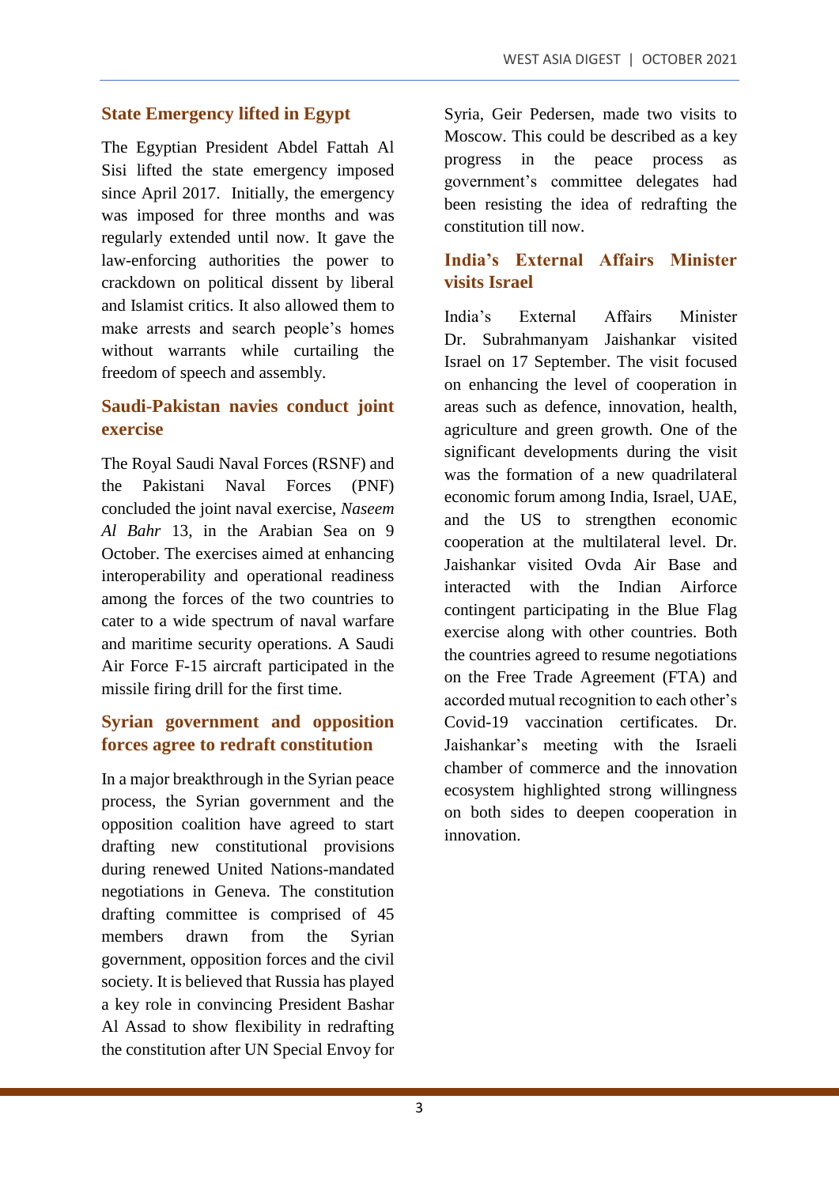## State Emergency lifted in Egypt

The Egyptian President Abdel Fattah Al Sisi lifted the state emergency imposed since April 2017. Initially, the emergency was imposed for three months and was regularly extended until now. It gave the law-enforcing authorities the power to crackdown on political dissent by liberal and Islamist critics. It also allowed them to make arrests and search people's homes without warrants while curtailing the freedom of speech and assembly.

## Saudi-Pakistan navies conduct joint exercise

The Royal Saudi Naval Forces (RSNF) and the Pakistani Naval Forces (PNF) concluded the joint naval exercise, *Naseem Al Bahr* 13, in the Arabian Sea on 9 October. The exercises aimed at enhancing interoperability and operational readiness among the forces of the two countries to cater to a wide spectrum of naval warfare and maritime security operations. A Saudi Air Force F-15 aircraft participated in the missile firing drill for the first time.

## Syrian government and opposition forces agree to redraft constitution

In a major breakthrough in the Syrian peace process, the Syrian government and the opposition coalition have agreed to start drafting new constitutional provisions during renewed United Nations-mandated negotiations in Geneva. The constitution drafting committee is comprised of 45 members drawn from the Syrian government, opposition forces and the civil society. It is believed that Russia has played a key role in convincing President Bashar Al Assad to show flexibility in redrafting the constitution after UN Special Envoy for Syria, Geir Pedersen, made two visits to Moscow. This could be described as a key progress in the peace process as government's committee delegates had been resisting the idea of redrafting the constitution till now.

## India's External Affairs Minister visits Israel

India's External Affairs Minister Dr. Subrahmanyam Jaishankar visited Israel on 17 September. The visit focused on enhancing the level of cooperation in areas such as defence, innovation, health, agriculture and green growth. One of the significant developments during the visit was the formation of a new quadrilateral economic forum among India, Israel, UAE, and the US to strengthen economic cooperation at the multilateral level. Dr. Jaishankar visited Ovda Air Base and interacted with the Indian Airforce contingent participating in the Blue Flag exercise along with other countries. Both the countries agreed to resume negotiations on the Free Trade Agreement (FTA) and accorded mutual recognition to each other's Covid-19 vaccination certificates. Dr. Jaishankar's meeting with the Israeli chamber of commerce and the innovation ecosystem highlighted strong willingness on both sides to deepen cooperation in innovation.